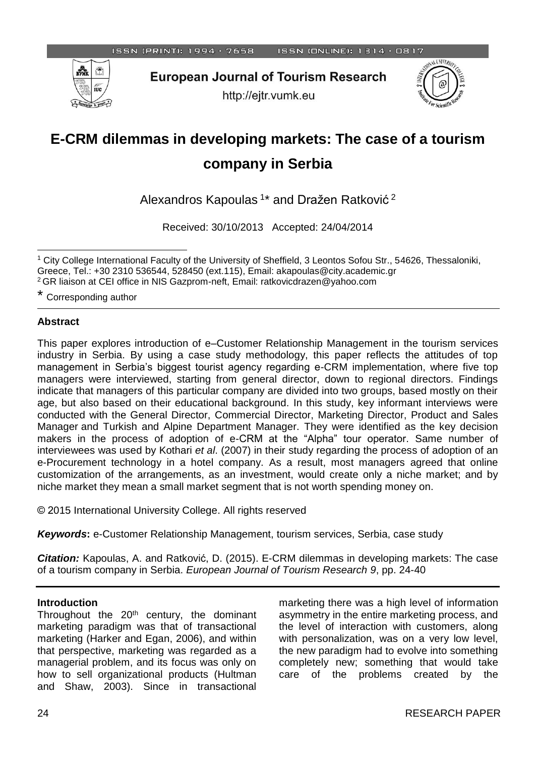ISSN (PRINT): 1994 - 7658 ISSN (ONLINE): 1314 - 0817

**European Journal of Tourism Research**

http://ejtr.vumk.eu

# E-CRM dilemmas in developing markets: The case of a tourism company in Serbia

Alexandros Kapoulas [1]* and Dražen Ratković [2]

Received: 30/10/2013 Accepted: 24/04/2014

[1] City College International Faculty of the University of Sheffield, 3 Leontos Sofou Str., 54626, Thessaloniki, Greece, Tel.: +30 2310 536544, 528450 (ext.115), Email: akapoulas@city.academic.gr

[2] GR liaison at CEI office in NIS Gazprom-neft, Email: ratkovicdrazen@yahoo.com

\* Corresponding author

**Abstract**

This paper explores introduction of e–Customer Relationship Management in the tourism services industry in Serbia. By using a case study methodology, this paper reflects the attitudes of top management in Serbia's biggest tourist agency regarding e-CRM implementation, where five top managers were interviewed, starting from general director, down to regional directors. Findings indicate that managers of this particular company are divided into two groups, based mostly on their age, but also based on their educational background. In this study, key informant interviews were conducted with the General Director, Commercial Director, Marketing Director, Product and Sales Manager and Turkish and Alpine Department Manager. They were identified as the key decision makers in the process of adoption of e-CRM at the "Alpha" tour operator. Same number of interviewees was used by Kothari *et al*. (2007) in their study regarding the process of adoption of an e-Procurement technology in a hotel company. As a result, most managers agreed that online customization of the arrangements, as an investment, would create only a niche market; and by niche market they mean a small market segment that is not worth spending money on.

© 2015 International University College. All rights reserved

***Keywords*:** e-Customer Relationship Management, tourism services, Serbia, case study

***Citation:*** Kapoulas, A. and Ratković, D. (2015). E-CRM dilemmas in developing markets: The case of a tourism company in Serbia. *European Journal of Tourism Research 9*, pp. 24-40

**Introduction**

Throughout the 20th century, the dominant marketing paradigm was that of transactional marketing (Harker and Egan, 2006), and within that perspective, marketing was regarded as a managerial problem, and its focus was only on how to sell organizational products (Hultman and Shaw, 2003). Since in transactional marketing there was a high level of information asymmetry in the entire marketing process, and the level of interaction with customers, along with personalization, was on a very low level, the new paradigm had to evolve into something completely new; something that would take care of the problems created by the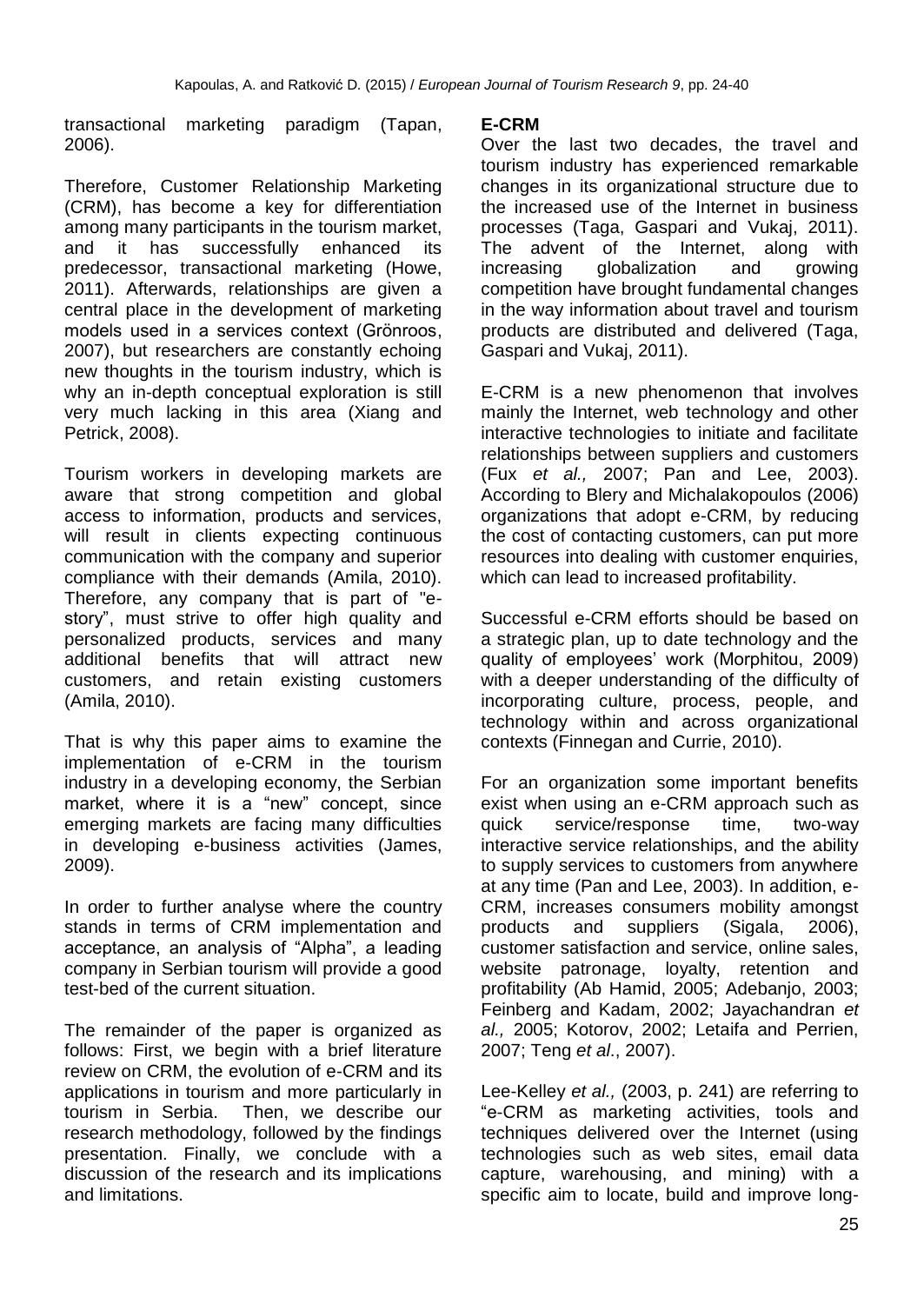transactional marketing paradigm (Tapan, 2006).

Therefore, Customer Relationship Marketing (CRM), has become a key for differentiation among many participants in the tourism market, and it has successfully enhanced its predecessor, transactional marketing (Howe, 2011). Afterwards, relationships are given a central place in the development of marketing models used in a services context (Grönroos, 2007), but researchers are constantly echoing new thoughts in the tourism industry, which is why an in-depth conceptual exploration is still very much lacking in this area (Xiang and Petrick, 2008).

Tourism workers in developing markets are aware that strong competition and global access to information, products and services, will result in clients expecting continuous communication with the company and superior compliance with their demands (Amila, 2010). Therefore, any company that is part of "e-story", must strive to offer high quality and personalized products, services and many additional benefits that will attract new customers, and retain existing customers (Amila, 2010).

That is why this paper aims to examine the implementation of e-CRM in the tourism industry in a developing economy, the Serbian market, where it is a "new" concept, since emerging markets are facing many difficulties in developing e-business activities (James, 2009).

In order to further analyse where the country stands in terms of CRM implementation and acceptance, an analysis of "Alpha", a leading company in Serbian tourism will provide a good test-bed of the current situation.

The remainder of the paper is organized as follows: First, we begin with a brief literature review on CRM, the evolution of e-CRM and its applications in tourism and more particularly in tourism in Serbia. Then, we describe our research methodology, followed by the findings presentation. Finally, we conclude with a discussion of the research and its implications and limitations.

## E-CRM

Over the last two decades, the travel and tourism industry has experienced remarkable changes in its organizational structure due to the increased use of the Internet in business processes (Taga, Gaspari and Vukaj, 2011). The advent of the Internet, along with increasing globalization and growing competition have brought fundamental changes in the way information about travel and tourism products are distributed and delivered (Taga, Gaspari and Vukaj, 2011).

E-CRM is a new phenomenon that involves mainly the Internet, web technology and other interactive technologies to initiate and facilitate relationships between suppliers and customers (Fux *et al.,* 2007; Pan and Lee, 2003). According to Blery and Michalakopoulos (2006) organizations that adopt e-CRM, by reducing the cost of contacting customers, can put more resources into dealing with customer enquiries, which can lead to increased profitability.

Successful e-CRM efforts should be based on a strategic plan, up to date technology and the quality of employees' work (Morphitou, 2009) with a deeper understanding of the difficulty of incorporating culture, process, people, and technology within and across organizational contexts (Finnegan and Currie, 2010).

For an organization some important benefits exist when using an e-CRM approach such as quick service/response time, two-way interactive service relationships, and the ability to supply services to customers from anywhere at any time (Pan and Lee, 2003). In addition, e-CRM, increases consumers mobility amongst products and suppliers (Sigala, 2006), customer satisfaction and service, online sales, website patronage, loyalty, retention and profitability (Ab Hamid, 2005; Adebanjo, 2003; Feinberg and Kadam, 2002; Jayachandran *et al.,* 2005; Kotorov, 2002; Letaifa and Perrien, 2007; Teng *et al*., 2007).

Lee-Kelley *et al.,* (2003, p. 241) are referring to "e-CRM as marketing activities, tools and techniques delivered over the Internet (using technologies such as web sites, email data capture, warehousing, and mining) with a specific aim to locate, build and improve long-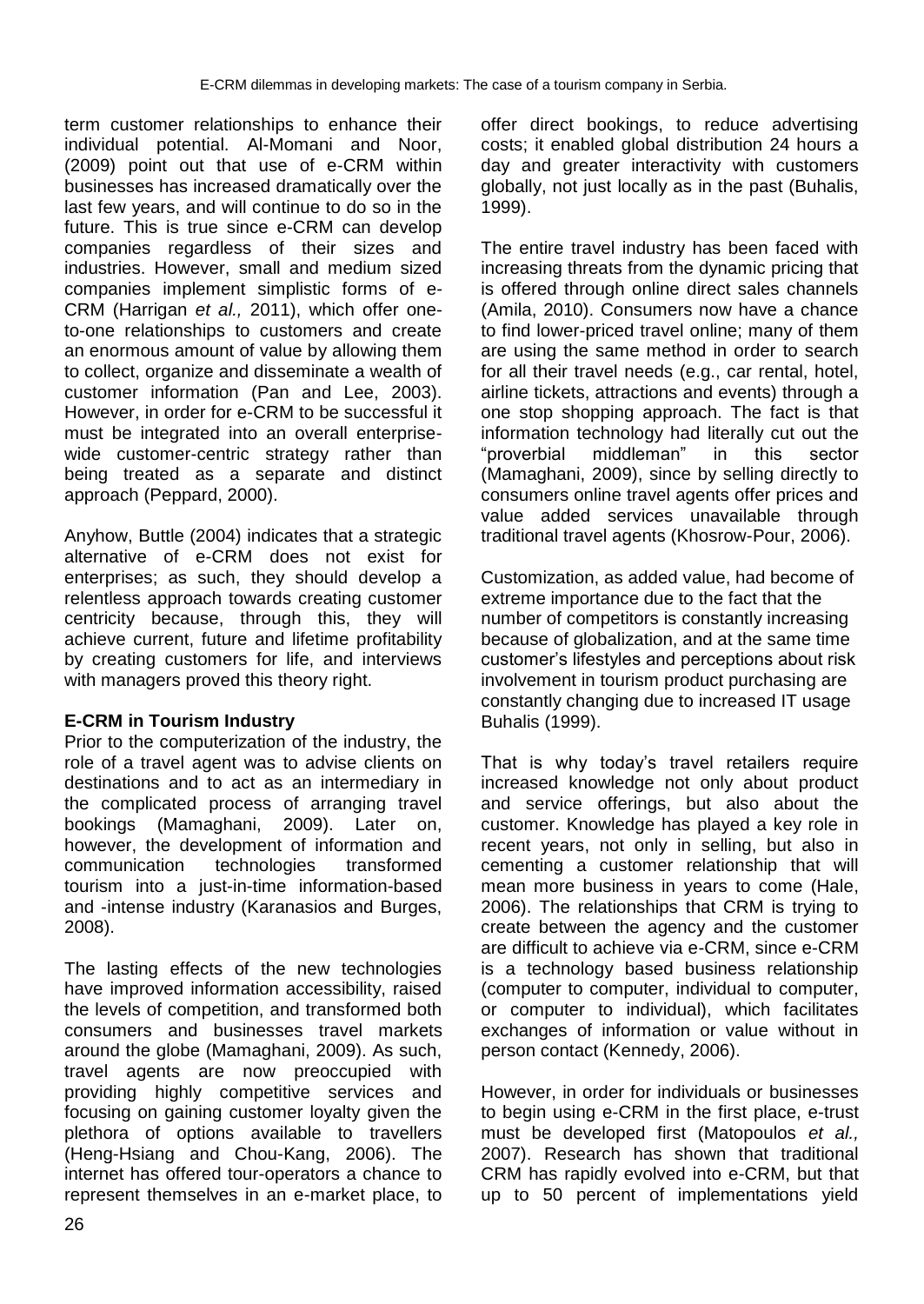term customer relationships to enhance their individual potential. Al-Momani and Noor, (2009) point out that use of e-CRM within businesses has increased dramatically over the last few years, and will continue to do so in the future. This is true since e-CRM can develop companies regardless of their sizes and industries. However, small and medium sized companies implement simplistic forms of e-CRM (Harrigan *et al.,* 2011), which offer one-to-one relationships to customers and create an enormous amount of value by allowing them to collect, organize and disseminate a wealth of customer information (Pan and Lee, 2003). However, in order for e-CRM to be successful it must be integrated into an overall enterprise-wide customer-centric strategy rather than being treated as a separate and distinct approach (Peppard, 2000).

Anyhow, Buttle (2004) indicates that a strategic alternative of e-CRM does not exist for enterprises; as such, they should develop a relentless approach towards creating customer centricity because, through this, they will achieve current, future and lifetime profitability by creating customers for life, and interviews with managers proved this theory right.

**E-CRM in Tourism Industry**

Prior to the computerization of the industry, the role of a travel agent was to advise clients on destinations and to act as an intermediary in the complicated process of arranging travel bookings (Mamaghani, 2009). Later on, however, the development of information and communication technologies transformed tourism into a just-in-time information-based and -intense industry (Karanasios and Burges, 2008).

The lasting effects of the new technologies have improved information accessibility, raised the levels of competition, and transformed both consumers and businesses travel markets around the globe (Mamaghani, 2009). As such, travel agents are now preoccupied with providing highly competitive services and focusing on gaining customer loyalty given the plethora of options available to travellers (Heng-Hsiang and Chou-Kang, 2006). The internet has offered tour-operators a chance to represent themselves in an e-market place, to offer direct bookings, to reduce advertising costs; it enabled global distribution 24 hours a day and greater interactivity with customers globally, not just locally as in the past (Buhalis, 1999).

The entire travel industry has been faced with increasing threats from the dynamic pricing that is offered through online direct sales channels (Amila, 2010). Consumers now have a chance to find lower-priced travel online; many of them are using the same method in order to search for all their travel needs (e.g., car rental, hotel, airline tickets, attractions and events) through a one stop shopping approach. The fact is that information technology had literally cut out the "proverbial middleman" in this sector (Mamaghani, 2009), since by selling directly to consumers online travel agents offer prices and value added services unavailable through traditional travel agents (Khosrow-Pour, 2006).

Customization, as added value, had become of extreme importance due to the fact that the number of competitors is constantly increasing because of globalization, and at the same time customer's lifestyles and perceptions about risk involvement in tourism product purchasing are constantly changing due to increased IT usage Buhalis (1999).

That is why today's travel retailers require increased knowledge not only about product and service offerings, but also about the customer. Knowledge has played a key role in recent years, not only in selling, but also in cementing a customer relationship that will mean more business in years to come (Hale, 2006). The relationships that CRM is trying to create between the agency and the customer are difficult to achieve via e-CRM, since e-CRM is a technology based business relationship (computer to computer, individual to computer, or computer to individual), which facilitates exchanges of information or value without in person contact (Kennedy, 2006).

However, in order for individuals or businesses to begin using e-CRM in the first place, e-trust must be developed first (Matopoulos *et al.,* 2007). Research has shown that traditional CRM has rapidly evolved into e-CRM, but that up to 50 percent of implementations yield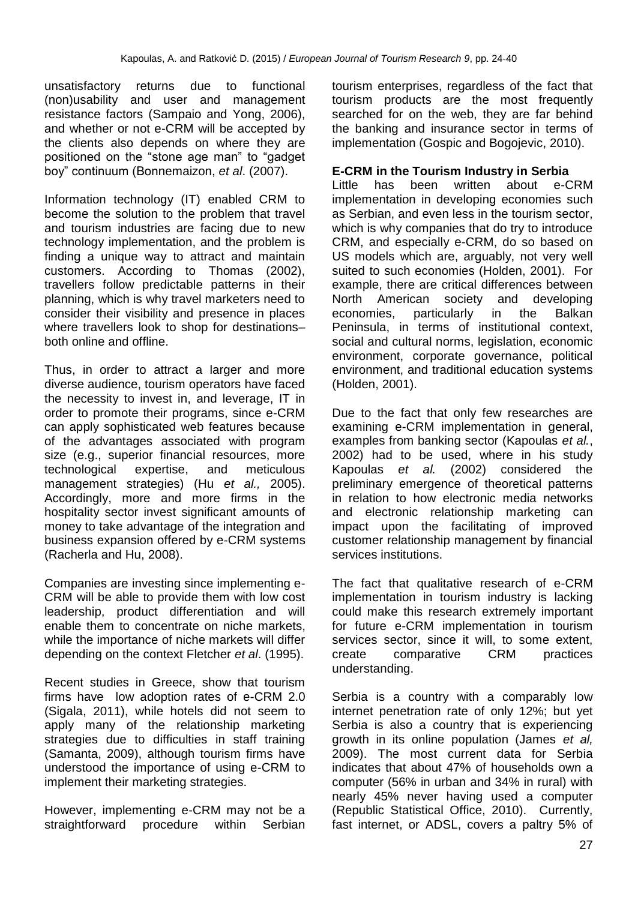unsatisfactory returns due to functional (non)usability and user and management resistance factors (Sampaio and Yong, 2006), and whether or not e-CRM will be accepted by the clients also depends on where they are positioned on the "stone age man" to "gadget boy" continuum (Bonnemaizon, *et al*. (2007).

Information technology (IT) enabled CRM to become the solution to the problem that travel and tourism industries are facing due to new technology implementation, and the problem is finding a unique way to attract and maintain customers. According to Thomas (2002), travellers follow predictable patterns in their planning, which is why travel marketers need to consider their visibility and presence in places where travellers look to shop for destinations– both online and offline.

Thus, in order to attract a larger and more diverse audience, tourism operators have faced the necessity to invest in, and leverage, IT in order to promote their programs, since e-CRM can apply sophisticated web features because of the advantages associated with program size (e.g., superior financial resources, more technological expertise, and meticulous management strategies) (Hu *et al.,* 2005). Accordingly, more and more firms in the hospitality sector invest significant amounts of money to take advantage of the integration and business expansion offered by e-CRM systems (Racherla and Hu, 2008).

Companies are investing since implementing e-CRM will be able to provide them with low cost leadership, product differentiation and will enable them to concentrate on niche markets, while the importance of niche markets will differ depending on the context Fletcher *et al*. (1995).

Recent studies in Greece, show that tourism firms have low adoption rates of e-CRM 2.0 (Sigala, 2011), while hotels did not seem to apply many of the relationship marketing strategies due to difficulties in staff training (Samanta, 2009), although tourism firms have understood the importance of using e-CRM to implement their marketing strategies.

However, implementing e-CRM may not be a straightforward procedure within Serbian tourism enterprises, regardless of the fact that tourism products are the most frequently searched for on the web, they are far behind the banking and insurance sector in terms of implementation (Gospic and Bogojevic, 2010).

**E-CRM in the Tourism Industry in Serbia**

Little has been written about e-CRM implementation in developing economies such as Serbian, and even less in the tourism sector, which is why companies that do try to introduce CRM, and especially e-CRM, do so based on US models which are, arguably, not very well suited to such economies (Holden, 2001). For example, there are critical differences between North American society and developing economies, particularly in the Balkan Peninsula, in terms of institutional context, social and cultural norms, legislation, economic environment, corporate governance, political environment, and traditional education systems (Holden, 2001).

Due to the fact that only few researches are examining e-CRM implementation in general, examples from banking sector (Kapoulas *et al.*, 2002) had to be used, where in his study Kapoulas *et al.* (2002) considered the preliminary emergence of theoretical patterns in relation to how electronic media networks and electronic relationship marketing can impact upon the facilitating of improved customer relationship management by financial services institutions.

The fact that qualitative research of e-CRM implementation in tourism industry is lacking could make this research extremely important for future e-CRM implementation in tourism services sector, since it will, to some extent, create comparative CRM practices understanding.

Serbia is a country with a comparably low internet penetration rate of only 12%; but yet Serbia is also a country that is experiencing growth in its online population (James *et al,* 2009). The most current data for Serbia indicates that about 47% of households own a computer (56% in urban and 34% in rural) with nearly 45% never having used a computer (Republic Statistical Office, 2010). Currently, fast internet, or ADSL, covers a paltry 5% of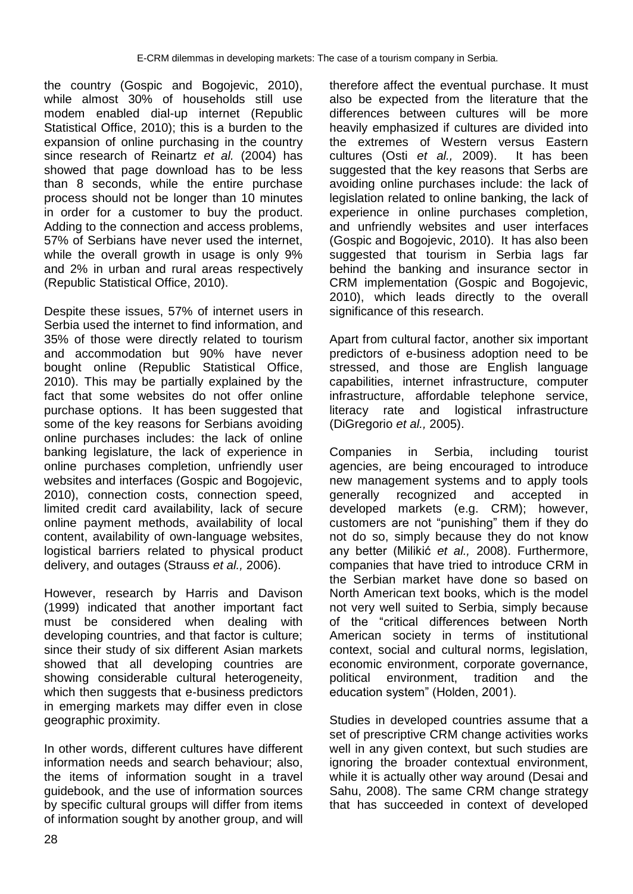the country (Gospic and Bogojevic, 2010), while almost 30% of households still use modem enabled dial-up internet (Republic Statistical Office, 2010); this is a burden to the expansion of online purchasing in the country since research of Reinartz *et al.* (2004) has showed that page download has to be less than 8 seconds, while the entire purchase process should not be longer than 10 minutes in order for a customer to buy the product. Adding to the connection and access problems, 57% of Serbians have never used the internet, while the overall growth in usage is only 9% and 2% in urban and rural areas respectively (Republic Statistical Office, 2010).

Despite these issues, 57% of internet users in Serbia used the internet to find information, and 35% of those were directly related to tourism and accommodation but 90% have never bought online (Republic Statistical Office, 2010). This may be partially explained by the fact that some websites do not offer online purchase options. It has been suggested that some of the key reasons for Serbians avoiding online purchases includes: the lack of online banking legislature, the lack of experience in online purchases completion, unfriendly user websites and interfaces (Gospic and Bogojevic, 2010), connection costs, connection speed, limited credit card availability, lack of secure online payment methods, availability of local content, availability of own-language websites, logistical barriers related to physical product delivery, and outages (Strauss *et al.,* 2006).

However, research by Harris and Davison (1999) indicated that another important fact must be considered when dealing with developing countries, and that factor is culture; since their study of six different Asian markets showed that all developing countries are showing considerable cultural heterogeneity, which then suggests that e-business predictors in emerging markets may differ even in close geographic proximity.

In other words, different cultures have different information needs and search behaviour; also, the items of information sought in a travel guidebook, and the use of information sources by specific cultural groups will differ from items of information sought by another group, and will therefore affect the eventual purchase. It must also be expected from the literature that the differences between cultures will be more heavily emphasized if cultures are divided into the extremes of Western versus Eastern cultures (Osti *et al.,* 2009). It has been suggested that the key reasons that Serbs are avoiding online purchases include: the lack of legislation related to online banking, the lack of experience in online purchases completion, and unfriendly websites and user interfaces (Gospic and Bogojevic, 2010). It has also been suggested that tourism in Serbia lags far behind the banking and insurance sector in CRM implementation (Gospic and Bogojevic, 2010), which leads directly to the overall significance of this research.

Apart from cultural factor, another six important predictors of e-business adoption need to be stressed, and those are English language capabilities, internet infrastructure, computer infrastructure, affordable telephone service, literacy rate and logistical infrastructure (DiGregorio *et al.,* 2005).

Companies in Serbia, including tourist agencies, are being encouraged to introduce new management systems and to apply tools generally recognized and accepted in developed markets (e.g. CRM); however, customers are not "punishing" them if they do not do so, simply because they do not know any better (Milikić *et al.,* 2008). Furthermore, companies that have tried to introduce CRM in the Serbian market have done so based on North American text books, which is the model not very well suited to Serbia, simply because of the "critical differences between North American society in terms of institutional context, social and cultural norms, legislation, economic environment, corporate governance, political environment, tradition and the education system" (Holden, 2001).

Studies in developed countries assume that a set of prescriptive CRM change activities works well in any given context, but such studies are ignoring the broader contextual environment, while it is actually other way around (Desai and Sahu, 2008). The same CRM change strategy that has succeeded in context of developed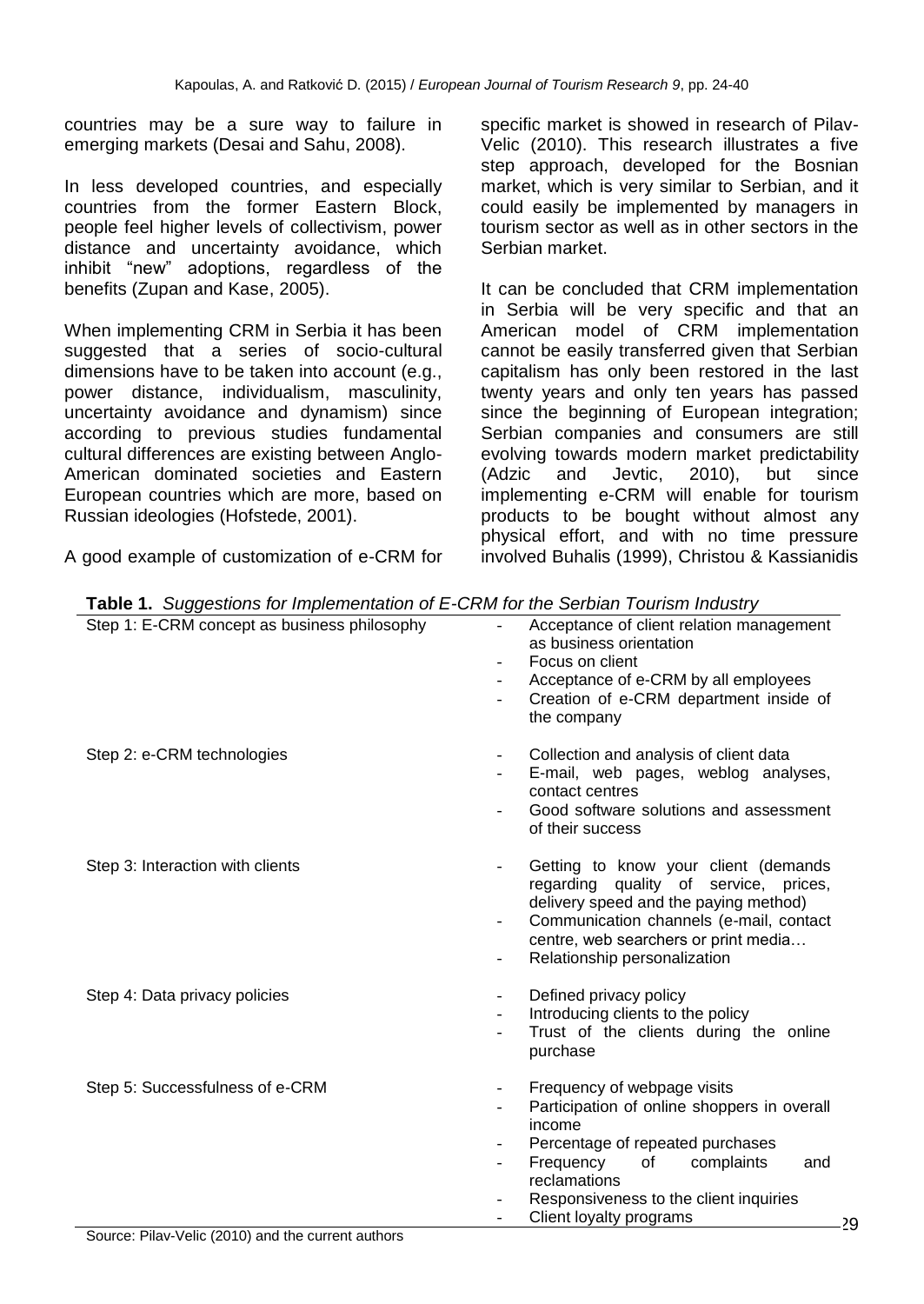countries may be a sure way to failure in emerging markets (Desai and Sahu, 2008).

In less developed countries, and especially countries from the former Eastern Block, people feel higher levels of collectivism, power distance and uncertainty avoidance, which inhibit "new" adoptions, regardless of the benefits (Zupan and Kase, 2005).

When implementing CRM in Serbia it has been suggested that a series of socio-cultural dimensions have to be taken into account (e.g., power distance, individualism, masculinity, uncertainty avoidance and dynamism) since according to previous studies fundamental cultural differences are existing between Anglo-American dominated societies and Eastern European countries which are more, based on Russian ideologies (Hofstede, 2001).

A good example of customization of e-CRM for specific market is showed in research of Pilav-Velic (2010). This research illustrates a five step approach, developed for the Bosnian market, which is very similar to Serbian, and it could easily be implemented by managers in tourism sector as well as in other sectors in the Serbian market.

It can be concluded that CRM implementation in Serbia will be very specific and that an American model of CRM implementation cannot be easily transferred given that Serbian capitalism has only been restored in the last twenty years and only ten years has passed since the beginning of European integration; Serbian companies and consumers are still evolving towards modern market predictability (Adzic and Jevtic, 2010), but since implementing e-CRM will enable for tourism products to be bought without almost any physical effort, and with no time pressure involved Buhalis (1999), Christou & Kassianidis

**Table 1.** *Suggestions for Implementation of E-CRM for the Serbian Tourism Industry*

| | |
|---|---|
| Step 1: E-CRM concept as business philosophy | - Acceptance of client relation management as business orientation<br>- Focus on client<br>- Acceptance of e-CRM by all employees<br>- Creation of e-CRM department inside of the company |
| Step 2: e-CRM technologies | - Collection and analysis of client data<br>- E-mail, web pages, weblog analyses, contact centres<br>- Good software solutions and assessment of their success |
| Step 3: Interaction with clients | - Getting to know your client (demands regarding quality of service, prices, delivery speed and the paying method)<br>- Communication channels (e-mail, contact centre, web searchers or print media…<br>- Relationship personalization |
| Step 4: Data privacy policies | - Defined privacy policy<br>- Introducing clients to the policy<br>- Trust of the clients during the online purchase |
| Step 5: Successfulness of e-CRM | - Frequency of webpage visits<br>- Participation of online shoppers in overall income<br>- Percentage of repeated purchases<br>- Frequency of complaints and reclamations<br>- Responsiveness to the client inquiries<br>- Client loyalty programs |

Source: Pilav-Velic (2010) and the current authors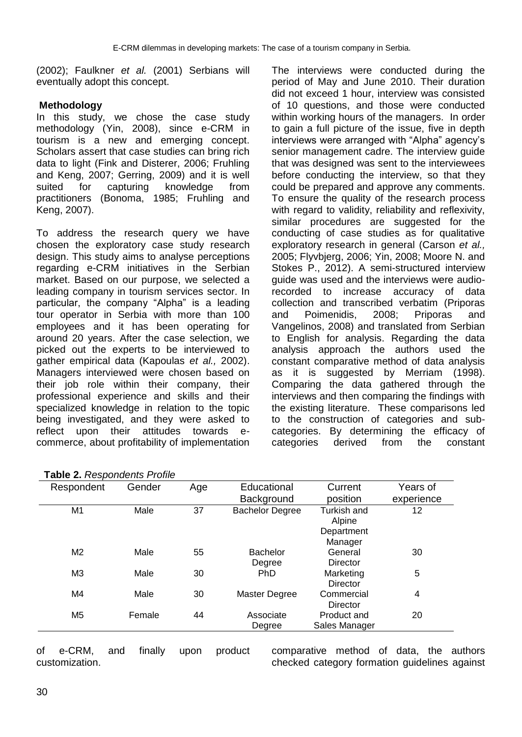(2002); Faulkner *et al.* (2001) Serbians will eventually adopt this concept.

## Methodology

In this study, we chose the case study methodology (Yin, 2008), since e-CRM in tourism is a new and emerging concept. Scholars assert that case studies can bring rich data to light (Fink and Disterer, 2006; Fruhling and Keng, 2007; Gerring, 2009) and it is well suited for capturing knowledge from practitioners (Bonoma, 1985; Fruhling and Keng, 2007).

To address the research query we have chosen the exploratory case study research design. This study aims to analyse perceptions regarding e-CRM initiatives in the Serbian market. Based on our purpose, we selected a leading company in tourism services sector. In particular, the company "Alpha" is a leading tour operator in Serbia with more than 100 employees and it has been operating for around 20 years. After the case selection, we picked out the experts to be interviewed to gather empirical data (Kapoulas *et al.,* 2002). Managers interviewed were chosen based on their job role within their company, their professional experience and skills and their specialized knowledge in relation to the topic being investigated, and they were asked to reflect upon their attitudes towards e-commerce, about profitability of implementation of e-CRM, and finally upon product customization.

The interviews were conducted during the period of May and June 2010. Their duration did not exceed 1 hour, interview was consisted of 10 questions, and those were conducted within working hours of the managers. In order to gain a full picture of the issue, five in depth interviews were arranged with "Alpha" agency's senior management cadre. The interview guide that was designed was sent to the interviewees before conducting the interview, so that they could be prepared and approve any comments. To ensure the quality of the research process with regard to validity, reliability and reflexivity, similar procedures are suggested for the conducting of case studies as for qualitative exploratory research in general (Carson *et al.,* 2005; Flyvbjerg, 2006; Yin, 2008; Moore N. and Stokes P., 2012). A semi-structured interview guide was used and the interviews were audio-recorded to increase accuracy of data collection and transcribed verbatim (Priporas and Poimenidis, 2008; Priporas and Vangelinos, 2008) and translated from Serbian to English for analysis. Regarding the data analysis approach the authors used the constant comparative method of data analysis as it is suggested by Merriam (1998). Comparing the data gathered through the interviews and then comparing the findings with the existing literature. These comparisons led to the construction of categories and sub-categories. By determining the efficacy of categories derived from the constant comparative method of data, the authors checked category formation guidelines against

**Table 2.** *Respondents Profile*

| Respondent | Gender | Age | Educational Background | Current position | Years of experience |
|---|---|---|---|---|---|
| M1 | Male | 37 | Bachelor Degree | Turkish and Alpine Department Manager | 12 |
| M2 | Male | 55 | Bachelor Degree | General Director | 30 |
| M3 | Male | 30 | PhD | Marketing Director | 5 |
| M4 | Male | 30 | Master Degree | Commercial Director | 4 |
| M5 | Female | 44 | Associate Degree | Product and Sales Manager | 20 |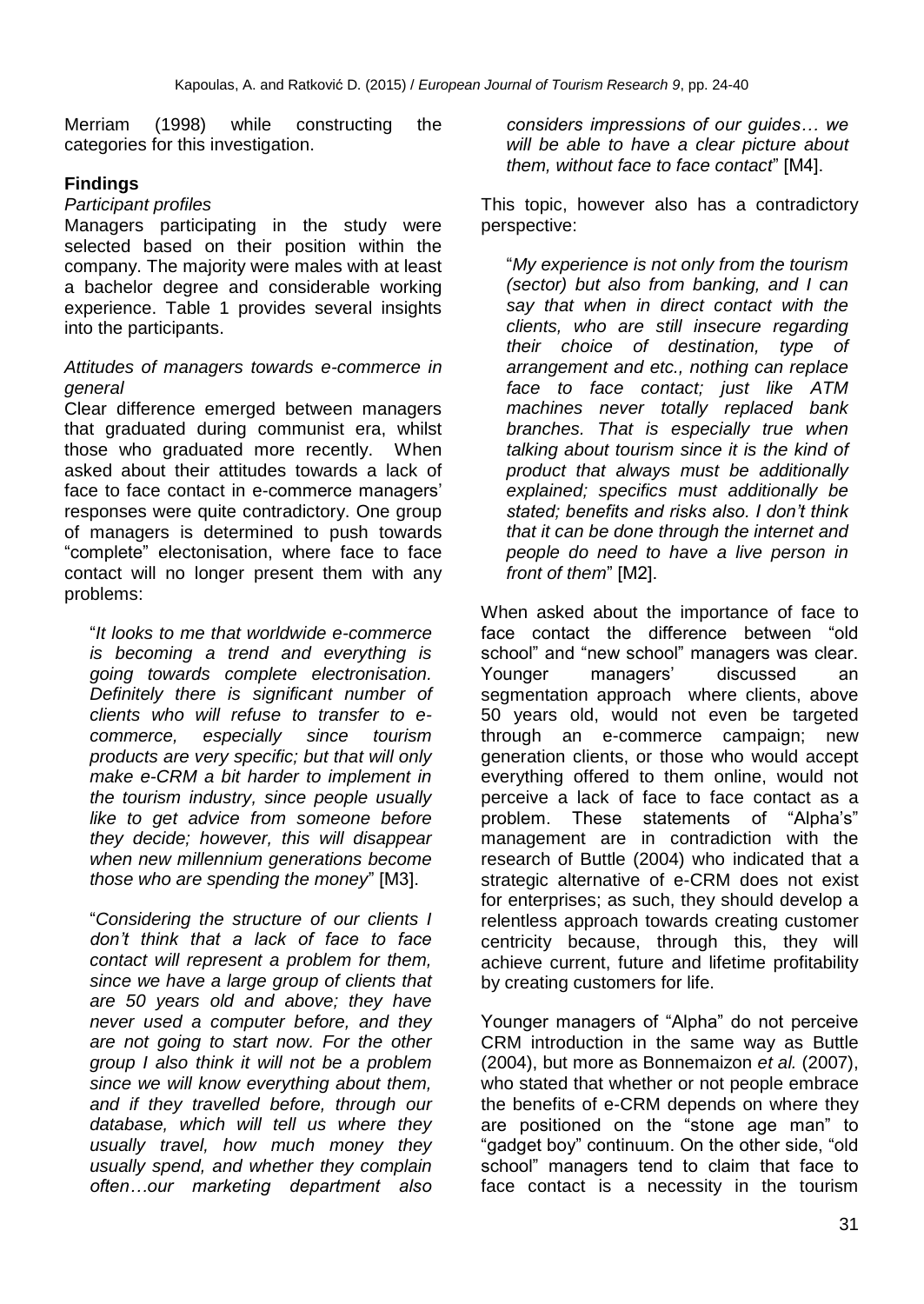Merriam (1998) while constructing the categories for this investigation.

## Findings

*Participant profiles*

Managers participating in the study were selected based on their position within the company. The majority were males with at least a bachelor degree and considerable working experience. Table 1 provides several insights into the participants.

*Attitudes of managers towards e-commerce in general*

Clear difference emerged between managers that graduated during communist era, whilst those who graduated more recently. When asked about their attitudes towards a lack of face to face contact in e-commerce managers' responses were quite contradictory. One group of managers is determined to push towards "complete" electonisation, where face to face contact will no longer present them with any problems:

> "*It looks to me that worldwide e-commerce is becoming a trend and everything is going towards complete electronisation. Definitely there is significant number of clients who will refuse to transfer to e-commerce, especially since tourism products are very specific; but that will only make e-CRM a bit harder to implement in the tourism industry, since people usually like to get advice from someone before they decide; however, this will disappear when new millennium generations become those who are spending the money*" [M3].

> "*Considering the structure of our clients I don't think that a lack of face to face contact will represent a problem for them, since we have a large group of clients that are 50 years old and above; they have never used a computer before, and they are not going to start now. For the other group I also think it will not be a problem since we will know everything about them, and if they travelled before, through our database, which will tell us where they usually travel, how much money they usually spend, and whether they complain often…our marketing department also considers impressions of our guides… we will be able to have a clear picture about them, without face to face contact*" [M4].

This topic, however also has a contradictory perspective:

> "*My experience is not only from the tourism (sector) but also from banking, and I can say that when in direct contact with the clients, who are still insecure regarding their choice of destination, type of arrangement and etc., nothing can replace face to face contact; just like ATM machines never totally replaced bank branches. That is especially true when talking about tourism since it is the kind of product that always must be additionally explained; specifics must additionally be stated; benefits and risks also. I don't think that it can be done through the internet and people do need to have a live person in front of them*" [M2].

When asked about the importance of face to face contact the difference between "old school" and "new school" managers was clear. Younger managers' discussed an segmentation approach where clients, above 50 years old, would not even be targeted through an e-commerce campaign; new generation clients, or those who would accept everything offered to them online, would not perceive a lack of face to face contact as a problem. These statements of "Alpha's" management are in contradiction with the research of Buttle (2004) who indicated that a strategic alternative of e-CRM does not exist for enterprises; as such, they should develop a relentless approach towards creating customer centricity because, through this, they will achieve current, future and lifetime profitability by creating customers for life.

Younger managers of "Alpha" do not perceive CRM introduction in the same way as Buttle (2004), but more as Bonnemaizon *et al.* (2007), who stated that whether or not people embrace the benefits of e-CRM depends on where they are positioned on the "stone age man" to "gadget boy" continuum. On the other side, "old school" managers tend to claim that face to face contact is a necessity in the tourism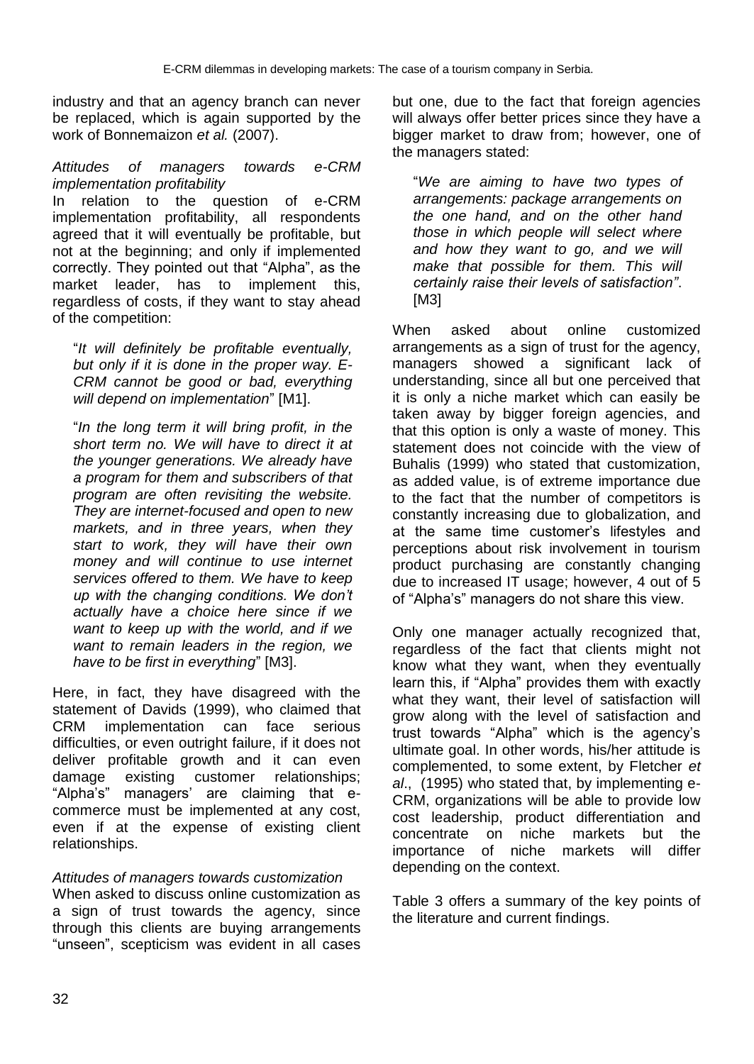industry and that an agency branch can never be replaced, which is again supported by the work of Bonnemaizon *et al.* (2007).

*Attitudes of managers towards e-CRM implementation profitability*

In relation to the question of e-CRM implementation profitability, all respondents agreed that it will eventually be profitable, but not at the beginning; and only if implemented correctly. They pointed out that "Alpha", as the market leader, has to implement this, regardless of costs, if they want to stay ahead of the competition:

> "*It will definitely be profitable eventually, but only if it is done in the proper way. E-CRM cannot be good or bad, everything will depend on implementation*" [M1].

> "*In the long term it will bring profit, in the short term no. We will have to direct it at the younger generations. We already have a program for them and subscribers of that program are often revisiting the website. They are internet-focused and open to new markets, and in three years, when they start to work, they will have their own money and will continue to use internet services offered to them. We have to keep up with the changing conditions. We don't actually have a choice here since if we want to keep up with the world, and if we want to remain leaders in the region, we have to be first in everything*" [M3].

Here, in fact, they have disagreed with the statement of Davids (1999), who claimed that CRM implementation can face serious difficulties, or even outright failure, if it does not deliver profitable growth and it can even damage existing customer relationships; "Alpha's" managers' are claiming that e-commerce must be implemented at any cost, even if at the expense of existing client relationships.

*Attitudes of managers towards customization*

When asked to discuss online customization as a sign of trust towards the agency, since through this clients are buying arrangements "unseen", scepticism was evident in all cases but one, due to the fact that foreign agencies will always offer better prices since they have a bigger market to draw from; however, one of the managers stated:

> "*We are aiming to have two types of arrangements: package arrangements on the one hand, and on the other hand those in which people will select where and how they want to go, and we will make that possible for them. This will certainly raise their levels of satisfaction"*. [M3]

When asked about online customized arrangements as a sign of trust for the agency, managers showed a significant lack of understanding, since all but one perceived that it is only a niche market which can easily be taken away by bigger foreign agencies, and that this option is only a waste of money. This statement does not coincide with the view of Buhalis (1999) who stated that customization, as added value, is of extreme importance due to the fact that the number of competitors is constantly increasing due to globalization, and at the same time customer's lifestyles and perceptions about risk involvement in tourism product purchasing are constantly changing due to increased IT usage; however, 4 out of 5 of "Alpha's" managers do not share this view.

Only one manager actually recognized that, regardless of the fact that clients might not know what they want, when they eventually learn this, if "Alpha" provides them with exactly what they want, their level of satisfaction will grow along with the level of satisfaction and trust towards "Alpha" which is the agency's ultimate goal. In other words, his/her attitude is complemented, to some extent, by Fletcher *et al*., (1995) who stated that, by implementing e-CRM, organizations will be able to provide low cost leadership, product differentiation and concentrate on niche markets but the importance of niche markets will differ depending on the context.

Table 3 offers a summary of the key points of the literature and current findings.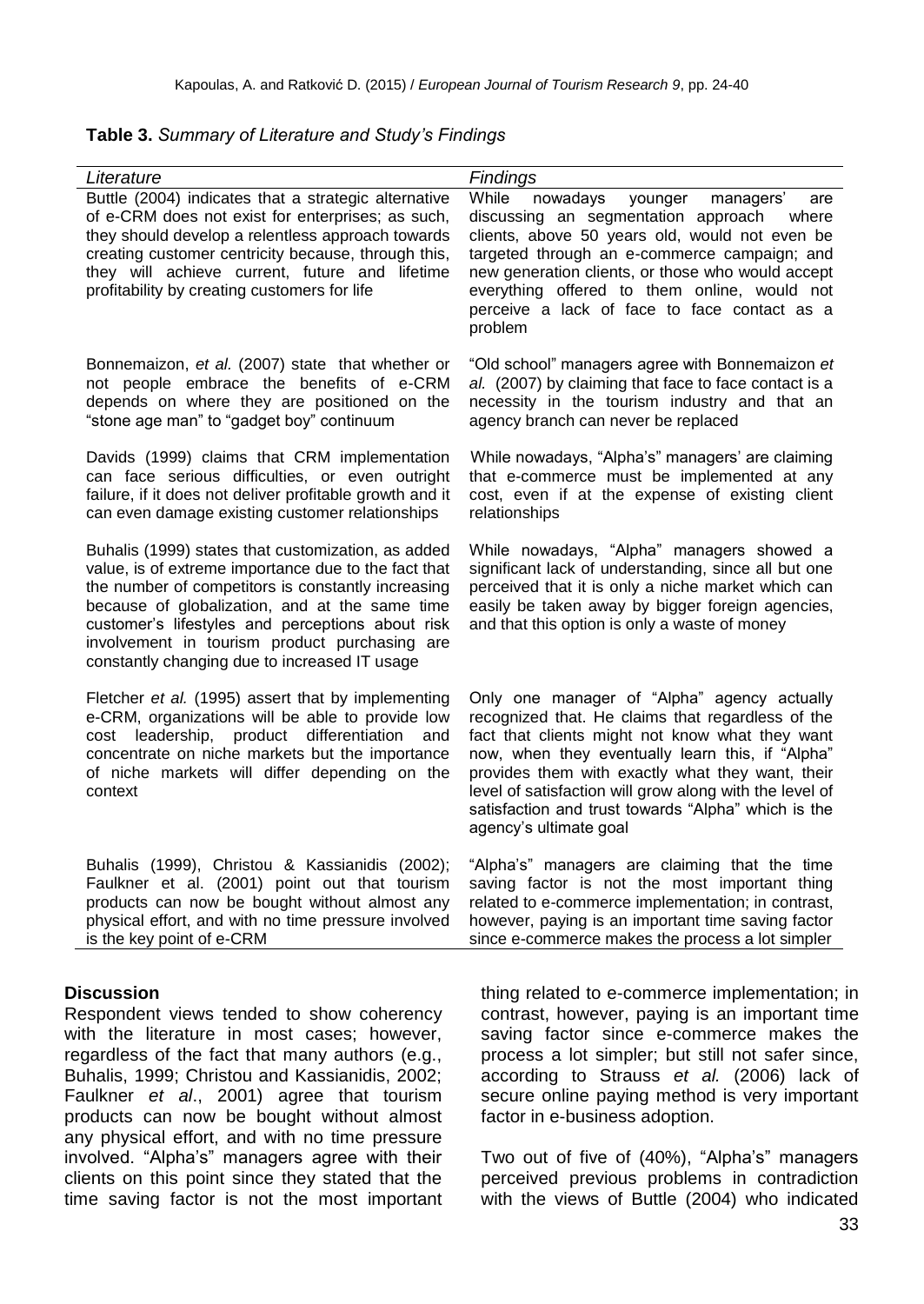**Table 3.** *Summary of Literature and Study's Findings*

| *Literature* | *Findings* |
|---|---|
| Buttle (2004) indicates that a strategic alternative of e-CRM does not exist for enterprises; as such, they should develop a relentless approach towards creating customer centricity because, through this, they will achieve current, future and lifetime profitability by creating customers for life | While nowadays younger managers' are discussing an segmentation approach where clients, above 50 years old, would not even be targeted through an e-commerce campaign; and new generation clients, or those who would accept everything offered to them online, would not perceive a lack of face to face contact as a problem |
| Bonnemaizon, *et al.* (2007) state that whether or not people embrace the benefits of e-CRM depends on where they are positioned on the "stone age man" to "gadget boy" continuum | "Old school" managers agree with Bonnemaizon *et al.* (2007) by claiming that face to face contact is a necessity in the tourism industry and that an agency branch can never be replaced |
| Davids (1999) claims that CRM implementation can face serious difficulties, or even outright failure, if it does not deliver profitable growth and it can even damage existing customer relationships | While nowadays, "Alpha's" managers' are claiming that e-commerce must be implemented at any cost, even if at the expense of existing client relationships |
| Buhalis (1999) states that customization, as added value, is of extreme importance due to the fact that the number of competitors is constantly increasing because of globalization, and at the same time customer's lifestyles and perceptions about risk involvement in tourism product purchasing are constantly changing due to increased IT usage | While nowadays, "Alpha" managers showed a significant lack of understanding, since all but one perceived that it is only a niche market which can easily be taken away by bigger foreign agencies, and that this option is only a waste of money |
| Fletcher *et al.* (1995) assert that by implementing e-CRM, organizations will be able to provide low cost leadership, product differentiation and concentrate on niche markets but the importance of niche markets will differ depending on the context | Only one manager of "Alpha" agency actually recognized that. He claims that regardless of the fact that clients might not know what they want now, when they eventually learn this, if "Alpha" provides them with exactly what they want, their level of satisfaction will grow along with the level of satisfaction and trust towards "Alpha" which is the agency's ultimate goal |
| Buhalis (1999), Christou & Kassianidis (2002); Faulkner et al. (2001) point out that tourism products can now be bought without almost any physical effort, and with no time pressure involved is the key point of e-CRM | "Alpha's" managers are claiming that the time saving factor is not the most important thing related to e-commerce implementation; in contrast, however, paying is an important time saving factor since e-commerce makes the process a lot simpler |

## Discussion

Respondent views tended to show coherency with the literature in most cases; however, regardless of the fact that many authors (e.g., Buhalis, 1999; Christou and Kassianidis, 2002; Faulkner *et al*., 2001) agree that tourism products can now be bought without almost any physical effort, and with no time pressure involved. "Alpha's" managers agree with their clients on this point since they stated that the time saving factor is not the most important thing related to e-commerce implementation; in contrast, however, paying is an important time saving factor since e-commerce makes the process a lot simpler; but still not safer since, according to Strauss *et al.* (2006) lack of secure online paying method is very important factor in e-business adoption.

Two out of five of (40%), "Alpha's" managers perceived previous problems in contradiction with the views of Buttle (2004) who indicated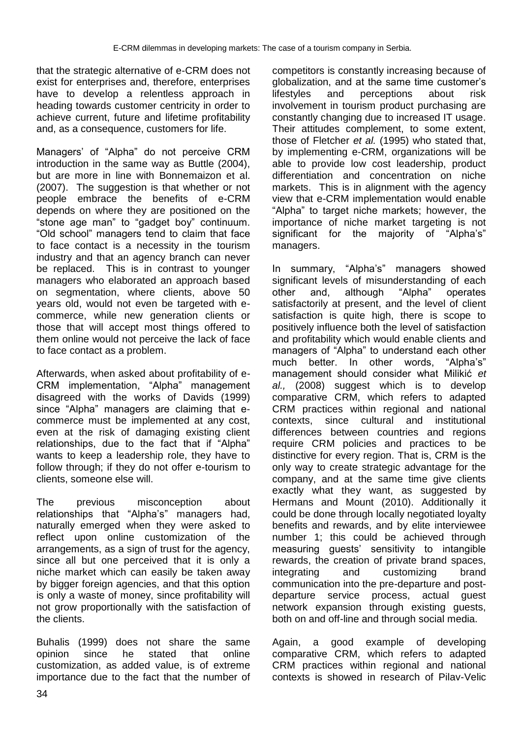that the strategic alternative of e-CRM does not exist for enterprises and, therefore, enterprises have to develop a relentless approach in heading towards customer centricity in order to achieve current, future and lifetime profitability and, as a consequence, customers for life.

Managers' of "Alpha" do not perceive CRM introduction in the same way as Buttle (2004), but are more in line with Bonnemaizon et al. (2007). The suggestion is that whether or not people embrace the benefits of e-CRM depends on where they are positioned on the "stone age man" to "gadget boy" continuum. "Old school" managers tend to claim that face to face contact is a necessity in the tourism industry and that an agency branch can never be replaced. This is in contrast to younger managers who elaborated an approach based on segmentation, where clients, above 50 years old, would not even be targeted with e-commerce, while new generation clients or those that will accept most things offered to them online would not perceive the lack of face to face contact as a problem.

Afterwards, when asked about profitability of e-CRM implementation, "Alpha" management disagreed with the works of Davids (1999) since "Alpha" managers are claiming that e-commerce must be implemented at any cost, even at the risk of damaging existing client relationships, due to the fact that if "Alpha" wants to keep a leadership role, they have to follow through; if they do not offer e-tourism to clients, someone else will.

The previous misconception about relationships that "Alpha's" managers had, naturally emerged when they were asked to reflect upon online customization of the arrangements, as a sign of trust for the agency, since all but one perceived that it is only a niche market which can easily be taken away by bigger foreign agencies, and that this option is only a waste of money, since profitability will not grow proportionally with the satisfaction of the clients.

Buhalis (1999) does not share the same opinion since he stated that online customization, as added value, is of extreme importance due to the fact that the number of competitors is constantly increasing because of globalization, and at the same time customer's lifestyles and perceptions about risk involvement in tourism product purchasing are constantly changing due to increased IT usage. Their attitudes complement, to some extent, those of Fletcher *et al.* (1995) who stated that, by implementing e-CRM, organizations will be able to provide low cost leadership, product differentiation and concentration on niche markets. This is in alignment with the agency view that e-CRM implementation would enable "Alpha" to target niche markets; however, the importance of niche market targeting is not significant for the majority of "Alpha's" managers.

In summary, "Alpha's" managers showed significant levels of misunderstanding of each other and, although "Alpha" operates satisfactorily at present, and the level of client satisfaction is quite high, there is scope to positively influence both the level of satisfaction and profitability which would enable clients and managers of "Alpha" to understand each other much better. In other words, "Alpha's" management should consider what Milikić *et al.,* (2008) suggest which is to develop comparative CRM, which refers to adapted CRM practices within regional and national contexts, since cultural and institutional differences between countries and regions require CRM policies and practices to be distinctive for every region. That is, CRM is the only way to create strategic advantage for the company, and at the same time give clients exactly what they want, as suggested by Hermans and Mount (2010). Additionally it could be done through locally negotiated loyalty benefits and rewards, and by elite interviewee number 1; this could be achieved through measuring guests' sensitivity to intangible rewards, the creation of private brand spaces, integrating and customizing brand communication into the pre-departure and post-departure service process, actual guest network expansion through existing guests, both on and off-line and through social media.

Again, a good example of developing comparative CRM, which refers to adapted CRM practices within regional and national contexts is showed in research of Pilav-Velic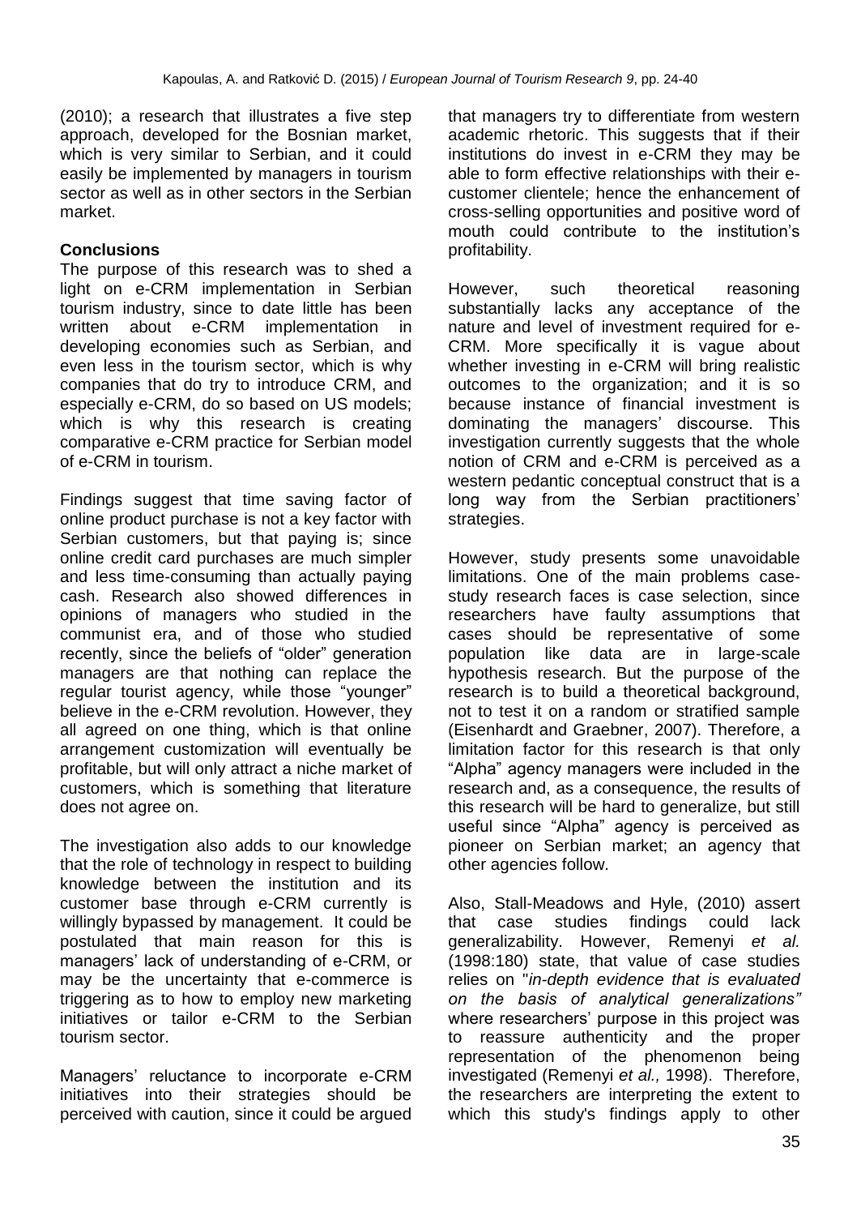(2010); a research that illustrates a five step approach, developed for the Bosnian market, which is very similar to Serbian, and it could easily be implemented by managers in tourism sector as well as in other sectors in the Serbian market.

## Conclusions

The purpose of this research was to shed a light on e-CRM implementation in Serbian tourism industry, since to date little has been written about e-CRM implementation in developing economies such as Serbian, and even less in the tourism sector, which is why companies that do try to introduce CRM, and especially e-CRM, do so based on US models; which is why this research is creating comparative e-CRM practice for Serbian model of e-CRM in tourism.

Findings suggest that time saving factor of online product purchase is not a key factor with Serbian customers, but that paying is; since online credit card purchases are much simpler and less time-consuming than actually paying cash. Research also showed differences in opinions of managers who studied in the communist era, and of those who studied recently, since the beliefs of "older" generation managers are that nothing can replace the regular tourist agency, while those "younger" believe in the e-CRM revolution. However, they all agreed on one thing, which is that online arrangement customization will eventually be profitable, but will only attract a niche market of customers, which is something that literature does not agree on.

The investigation also adds to our knowledge that the role of technology in respect to building knowledge between the institution and its customer base through e-CRM currently is willingly bypassed by management. It could be postulated that main reason for this is managers' lack of understanding of e-CRM, or may be the uncertainty that e-commerce is triggering as to how to employ new marketing initiatives or tailor e-CRM to the Serbian tourism sector.

Managers' reluctance to incorporate e-CRM initiatives into their strategies should be perceived with caution, since it could be argued that managers try to differentiate from western academic rhetoric. This suggests that if their institutions do invest in e-CRM they may be able to form effective relationships with their e-customer clientele; hence the enhancement of cross-selling opportunities and positive word of mouth could contribute to the institution's profitability.

However, such theoretical reasoning substantially lacks any acceptance of the nature and level of investment required for e-CRM. More specifically it is vague about whether investing in e-CRM will bring realistic outcomes to the organization; and it is so because instance of financial investment is dominating the managers' discourse. This investigation currently suggests that the whole notion of CRM and e-CRM is perceived as a western pedantic conceptual construct that is a long way from the Serbian practitioners' strategies.

However, study presents some unavoidable limitations. One of the main problems case-study research faces is case selection, since researchers have faulty assumptions that cases should be representative of some population like data are in large-scale hypothesis research. But the purpose of the research is to build a theoretical background, not to test it on a random or stratified sample (Eisenhardt and Graebner, 2007). Therefore, a limitation factor for this research is that only "Alpha" agency managers were included in the research and, as a consequence, the results of this research will be hard to generalize, but still useful since "Alpha" agency is perceived as pioneer on Serbian market; an agency that other agencies follow.

Also, Stall-Meadows and Hyle, (2010) assert that case studies findings could lack generalizability. However, Remenyi *et al.* (1998:180) state, that value of case studies relies on "*in-depth evidence that is evaluated on the basis of analytical generalizations"* where researchers' purpose in this project was to reassure authenticity and the proper representation of the phenomenon being investigated (Remenyi *et al.,* 1998). Therefore, the researchers are interpreting the extent to which this study's findings apply to other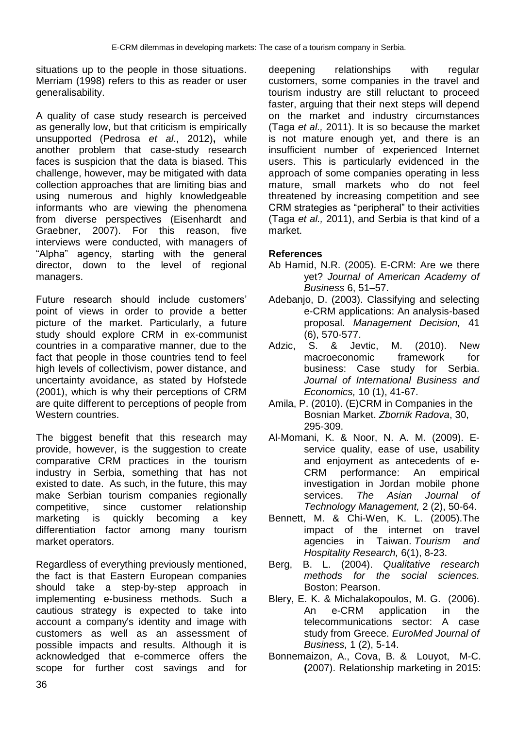situations up to the people in those situations. Merriam (1998) refers to this as reader or user generalisability.

A quality of case study research is perceived as generally low, but that criticism is empirically unsupported (Pedrosa *et al*., 2012)**,** while another problem that case-study research faces is suspicion that the data is biased. This challenge, however, may be mitigated with data collection approaches that are limiting bias and using numerous and highly knowledgeable informants who are viewing the phenomena from diverse perspectives (Eisenhardt and Graebner, 2007). For this reason, five interviews were conducted, with managers of "Alpha" agency, starting with the general director, down to the level of regional managers.

Future research should include customers' point of views in order to provide a better picture of the market. Particularly, a future study should explore CRM in ex-communist countries in a comparative manner, due to the fact that people in those countries tend to feel high levels of collectivism, power distance, and uncertainty avoidance, as stated by Hofstede (2001), which is why their perceptions of CRM are quite different to perceptions of people from Western countries.

The biggest benefit that this research may provide, however, is the suggestion to create comparative CRM practices in the tourism industry in Serbia, something that has not existed to date. As such, in the future, this may make Serbian tourism companies regionally competitive, since customer relationship marketing is quickly becoming a key differentiation factor among many tourism market operators.

Regardless of everything previously mentioned, the fact is that Eastern European companies should take a step-by-step approach in implementing e-business methods. Such a cautious strategy is expected to take into account a company's identity and image with customers as well as an assessment of possible impacts and results. Although it is acknowledged that e-commerce offers the scope for further cost savings and for deepening relationships with regular customers, some companies in the travel and tourism industry are still reluctant to proceed faster, arguing that their next steps will depend on the market and industry circumstances (Taga *et al.,* 2011). It is so because the market is not mature enough yet, and there is an insufficient number of experienced Internet users. This is particularly evidenced in the approach of some companies operating in less mature, small markets who do not feel threatened by increasing competition and see CRM strategies as "peripheral" to their activities (Taga *et al.,* 2011), and Serbia is that kind of a market.

**References**

Ab Hamid, N.R. (2005). E-CRM: Are we there yet? *Journal of American Academy of Business* 6, 51–57.

Adebanjo, D. (2003). Classifying and selecting e-CRM applications: An analysis-based proposal. *Management Decision,* 41 (6), 570-577.

Adzic, S. & Jevtic, M. (2010). New macroeconomic framework for business: Case study for Serbia. *Journal of International Business and Economics,* 10 (1), 41-67.

Amila, P. (2010). (E)CRM in Companies in the Bosnian Market. *Zbornik Radova*, 30, 295-309.

Al-Momani, K. & Noor, N. A. M. (2009). E-service quality, ease of use, usability and enjoyment as antecedents of e-CRM performance: An empirical investigation in Jordan mobile phone services. *The Asian Journal of Technology Management,* 2 (2), 50-64.

Bennett, M. & Chi-Wen, K. L. (2005).The impact of the internet on travel agencies in Taiwan. *Tourism and Hospitality Research,* 6(1), 8-23.

Berg, B. L. (2004). *Qualitative research methods for the social sciences.* Boston: Pearson.

Blery, E. K. & Michalakopoulos, M. G. (2006). An e-CRM application in the telecommunications sector: A case study from Greece. *EuroMed Journal of Business,* 1 (2), 5-14.

Bonnemaizon, A., Cova, B. & Louyot, M-C. **(**2007). Relationship marketing in 2015: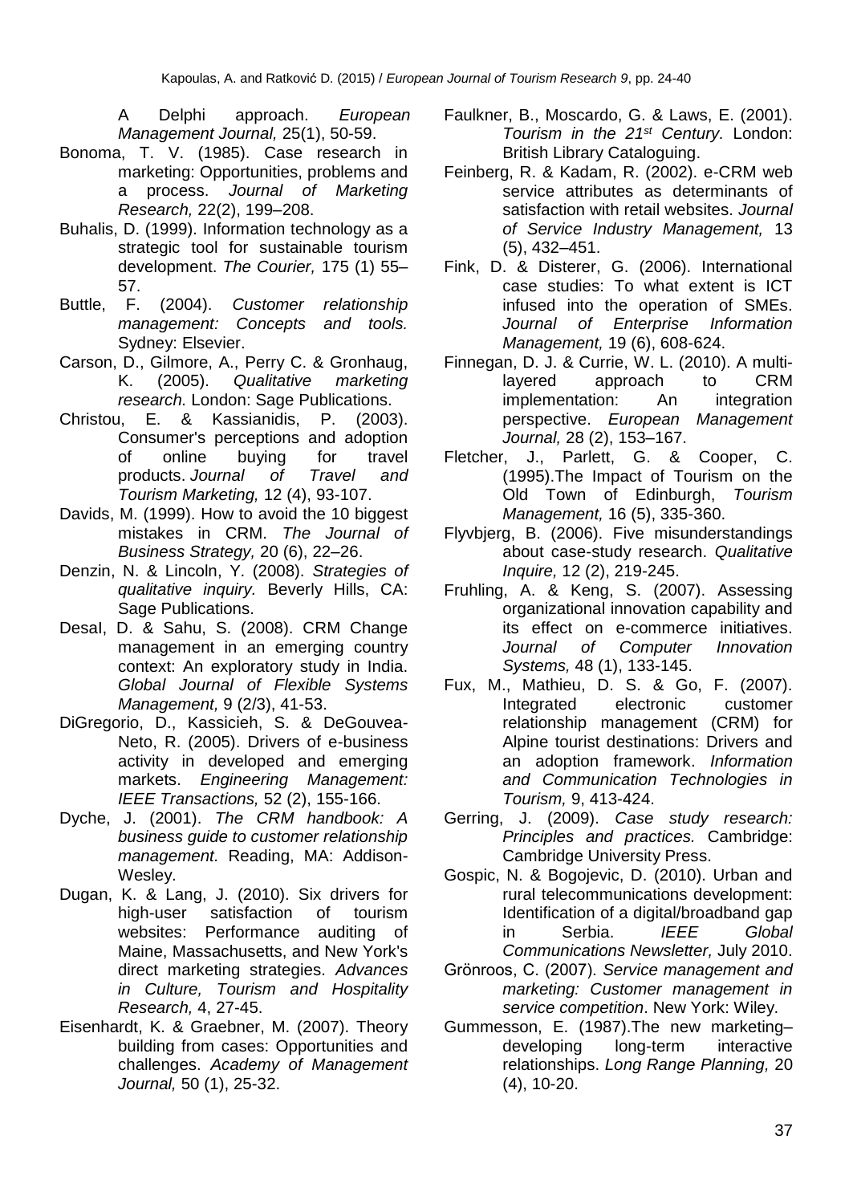A Delphi approach. *European Management Journal,* 25(1), 50-59.

Bonoma, T. V. (1985). Case research in marketing: Opportunities, problems and a process. *Journal of Marketing Research,* 22(2), 199–208.

Buhalis, D. (1999). Information technology as a strategic tool for sustainable tourism development. *The Courier,* 175 (1) 55–57.

Buttle, F. (2004). *Customer relationship management: Concepts and tools.* Sydney: Elsevier.

Carson, D., Gilmore, A., Perry C. & Gronhaug, K. (2005). *Qualitative marketing research.* London: Sage Publications.

Christou, E. & Kassianidis, P. (2003). Consumer's perceptions and adoption of online buying for travel products. *Journal of Travel and Tourism Marketing,* 12 (4), 93-107.

Davids, M. (1999). How to avoid the 10 biggest mistakes in CRM. *The Journal of Business Strategy,* 20 (6), 22–26.

Denzin, N. & Lincoln, Y. (2008). *Strategies of qualitative inquiry.* Beverly Hills, CA: Sage Publications.

DesaI, D. & Sahu, S. (2008). CRM Change management in an emerging country context: An exploratory study in India. *Global Journal of Flexible Systems Management,* 9 (2/3), 41-53.

DiGregorio, D., Kassicieh, S. & DeGouvea-Neto, R. (2005). Drivers of e-business activity in developed and emerging markets. *Engineering Management: IEEE Transactions,* 52 (2), 155-166.

Dyche, J. (2001). *The CRM handbook: A business guide to customer relationship management.* Reading, MA: Addison-Wesley.

Dugan, K. & Lang, J. (2010). Six drivers for high-user satisfaction of tourism websites: Performance auditing of Maine, Massachusetts, and New York's direct marketing strategies. *Advances in Culture, Tourism and Hospitality Research,* 4, 27-45.

Eisenhardt, K. & Graebner, M. (2007). Theory building from cases: Opportunities and challenges. *Academy of Management Journal,* 50 (1), 25-32.

Faulkner, B., Moscardo, G. & Laws, E. (2001). *Tourism in the 21st Century.* London: British Library Cataloguing.

Feinberg, R. & Kadam, R. (2002). e-CRM web service attributes as determinants of satisfaction with retail websites. *Journal of Service Industry Management,* 13 (5), 432–451.

Fink, D. & Disterer, G. (2006). International case studies: To what extent is ICT infused into the operation of SMEs. *Journal of Enterprise Information Management,* 19 (6), 608-624.

Finnegan, D. J. & Currie, W. L. (2010). A multi-layered approach to CRM implementation: An integration perspective. *European Management Journal,* 28 (2), 153–167.

Fletcher, J., Parlett, G. & Cooper, C. (1995).The Impact of Tourism on the Old Town of Edinburgh, *Tourism Management,* 16 (5), 335-360.

Flyvbjerg, B. (2006). Five misunderstandings about case-study research. *Qualitative Inquire,* 12 (2), 219-245.

Fruhling, A. & Keng, S. (2007). Assessing organizational innovation capability and its effect on e-commerce initiatives. *Journal of Computer Innovation Systems,* 48 (1), 133-145.

Fux, M., Mathieu, D. S. & Go, F. (2007). Integrated electronic customer relationship management (CRM) for Alpine tourist destinations: Drivers and an adoption framework. *Information and Communication Technologies in Tourism,* 9, 413-424.

Gerring, J. (2009). *Case study research: Principles and practices.* Cambridge: Cambridge University Press.

Gospic, N. & Bogojevic, D. (2010). Urban and rural telecommunications development: Identification of a digital/broadband gap in Serbia. *IEEE Global Communications Newsletter,* July 2010.

Grönroos, C. (2007). *Service management and marketing: Customer management in service competition*. New York: Wiley.

Gummesson, E. (1987).The new marketing–developing long-term interactive relationships. *Long Range Planning,* 20 (4), 10-20.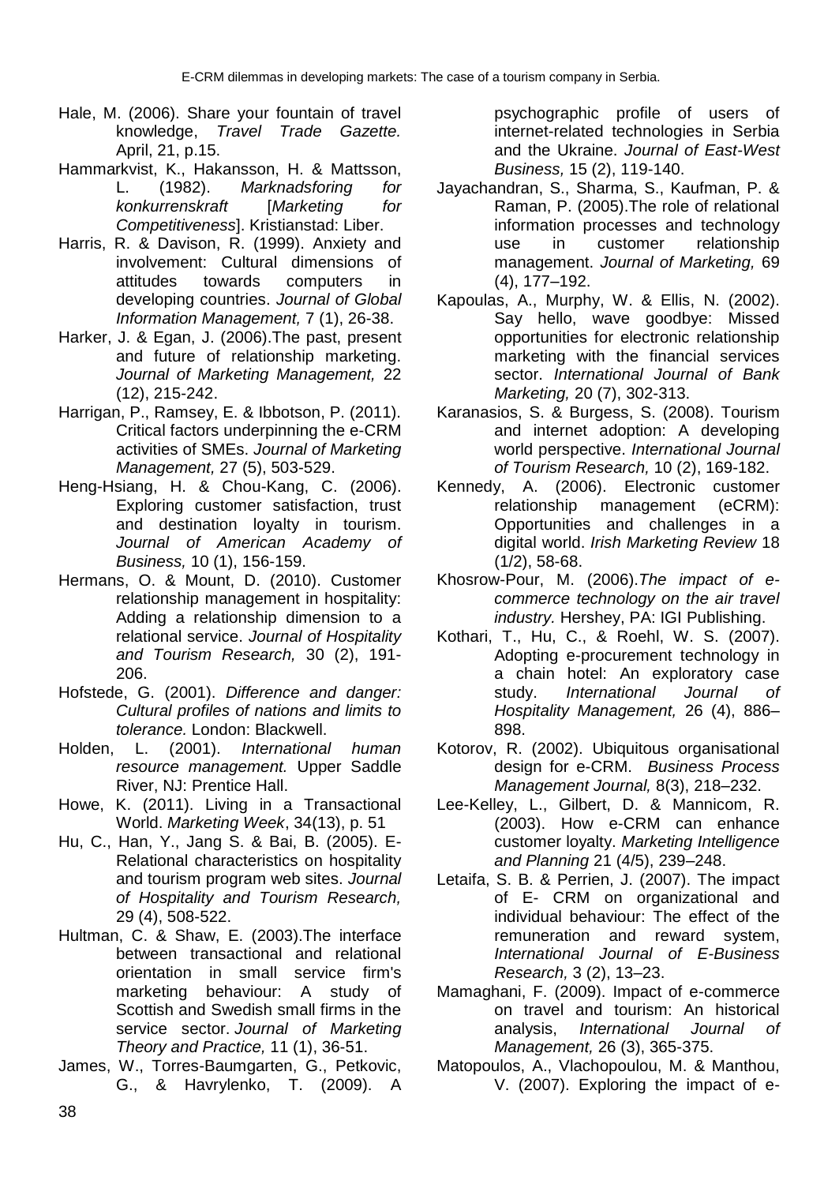Hale, M. (2006). Share your fountain of travel knowledge, *Travel Trade Gazette.* April, 21, p.15.

Hammarkvist, K., Hakansson, H. & Mattsson, L. (1982). *Marknadsforing for konkurrenskraft* [*Marketing for Competitiveness*]. Kristianstad: Liber.

Harris, R. & Davison, R. (1999). Anxiety and involvement: Cultural dimensions of attitudes towards computers in developing countries. *Journal of Global Information Management,* 7 (1), 26-38.

Harker, J. & Egan, J. (2006).The past, present and future of relationship marketing. *Journal of Marketing Management,* 22 (12), 215-242.

Harrigan, P., Ramsey, E. & Ibbotson, P. (2011). Critical factors underpinning the e-CRM activities of SMEs. *Journal of Marketing Management,* 27 (5), 503-529.

Heng-Hsiang, H. & Chou-Kang, C. (2006). Exploring customer satisfaction, trust and destination loyalty in tourism. *Journal of American Academy of Business,* 10 (1), 156-159.

Hermans, O. & Mount, D. (2010). Customer relationship management in hospitality: Adding a relationship dimension to a relational service. *Journal of Hospitality and Tourism Research,* 30 (2), 191-206.

Hofstede, G. (2001). *Difference and danger: Cultural profiles of nations and limits to tolerance.* London: Blackwell.

Holden, L. (2001). *International human resource management.* Upper Saddle River, NJ: Prentice Hall.

Howe, K. (2011). Living in a Transactional World. *Marketing Week*, 34(13), p. 51

Hu, C., Han, Y., Jang S. & Bai, B. (2005). E-Relational characteristics on hospitality and tourism program web sites. *Journal of Hospitality and Tourism Research,* 29 (4), 508-522.

Hultman, C. & Shaw, E. (2003).The interface between transactional and relational orientation in small service firm's marketing behaviour: A study of Scottish and Swedish small firms in the service sector. *Journal of Marketing Theory and Practice,* 11 (1), 36-51.

James, W., Torres-Baumgarten, G., Petkovic, G., & Havrylenko, T. (2009). A psychographic profile of users of internet-related technologies in Serbia and the Ukraine. *Journal of East-West Business,* 15 (2), 119-140.

Jayachandran, S., Sharma, S., Kaufman, P. & Raman, P. (2005).The role of relational information processes and technology use in customer relationship management. *Journal of Marketing,* 69 (4), 177–192.

Kapoulas, A., Murphy, W. & Ellis, N. (2002). Say hello, wave goodbye: Missed opportunities for electronic relationship marketing with the financial services sector. *International Journal of Bank Marketing,* 20 (7), 302-313.

Karanasios, S. & Burgess, S. (2008). Tourism and internet adoption: A developing world perspective. *International Journal of Tourism Research,* 10 (2), 169-182.

Kennedy, A. (2006). Electronic customer relationship management (eCRM): Opportunities and challenges in a digital world. *Irish Marketing Review* 18 (1/2), 58-68.

Khosrow-Pour, M. (2006).*The impact of e-commerce technology on the air travel industry.* Hershey, PA: IGI Publishing.

Kothari, T., Hu, C., & Roehl, W. S. (2007). Adopting e-procurement technology in a chain hotel: An exploratory case study. *International Journal of Hospitality Management,* 26 (4), 886–898.

Kotorov, R. (2002). Ubiquitous organisational design for e-CRM. *Business Process Management Journal,* 8(3), 218–232.

Lee-Kelley, L., Gilbert, D. & Mannicom, R. (2003). How e-CRM can enhance customer loyalty. *Marketing Intelligence and Planning* 21 (4/5), 239–248.

Letaifa, S. B. & Perrien, J. (2007). The impact of E- CRM on organizational and individual behaviour: The effect of the remuneration and reward system, *International Journal of E-Business Research,* 3 (2), 13–23.

Mamaghani, F. (2009). Impact of e-commerce on travel and tourism: An historical analysis, *International Journal of Management,* 26 (3), 365-375.

Matopoulos, A., Vlachopoulou, M. & Manthou, V. (2007). Exploring the impact of e-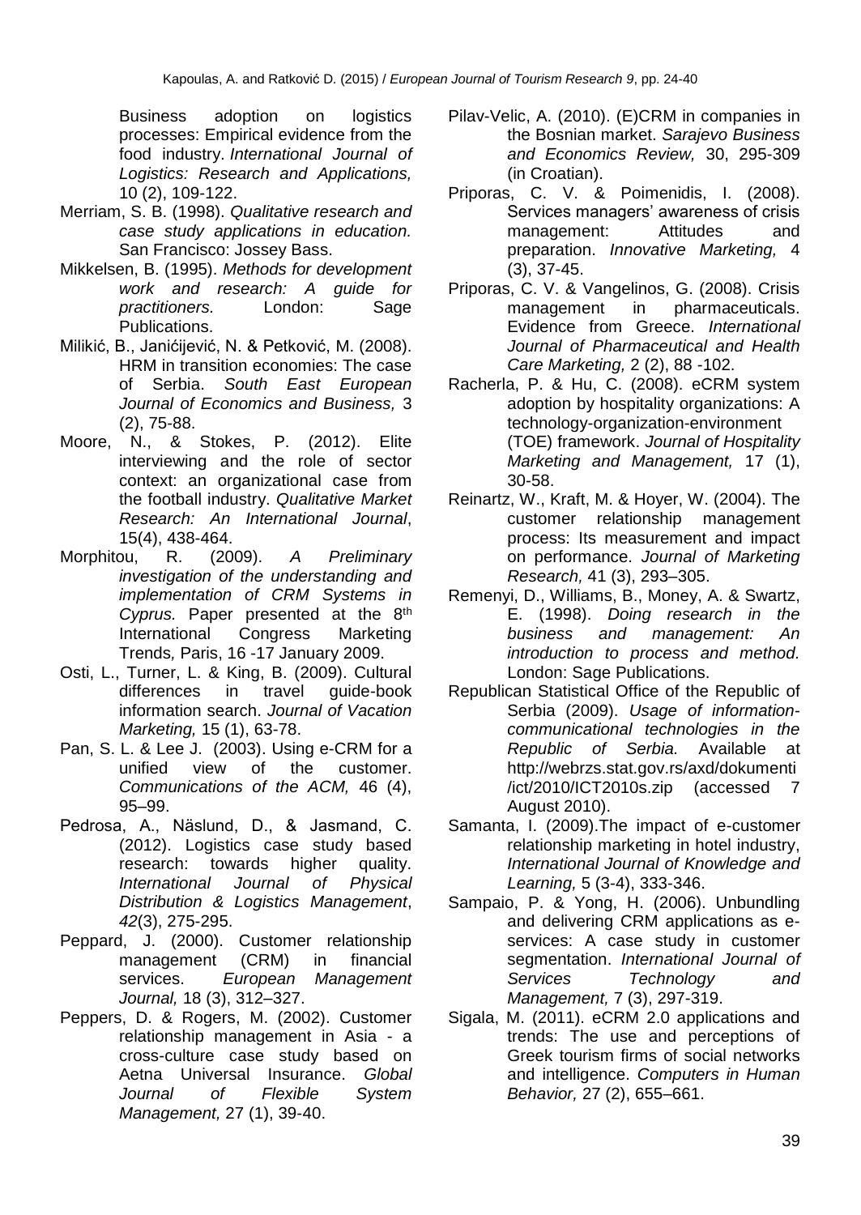Business adoption on logistics processes: Empirical evidence from the food industry. *International Journal of Logistics: Research and Applications,* 10 (2), 109-122.

Merriam, S. B. (1998). *Qualitative research and case study applications in education.* San Francisco: Jossey Bass.

Mikkelsen, B. (1995). *Methods for development work and research: A guide for practitioners.* London: Sage Publications.

Milikić, B., Janićijević, N. & Petković, M. (2008). HRM in transition economies: The case of Serbia. *South East European Journal of Economics and Business,* 3 (2), 75-88.

Moore, N., & Stokes, P. (2012). Elite interviewing and the role of sector context: an organizational case from the football industry. *Qualitative Market Research: An International Journal*, 15(4), 438-464.

Morphitou, R. (2009). *A Preliminary investigation of the understanding and implementation of CRM Systems in Cyprus.* Paper presented at the 8th International Congress Marketing Trends, Paris, 16 -17 January 2009.

Osti, L., Turner, L. & King, B. (2009). Cultural differences in travel guide-book information search. *Journal of Vacation Marketing,* 15 (1), 63-78.

Pan, S. L. & Lee J. (2003). Using e-CRM for a unified view of the customer. *Communications of the ACM,* 46 (4), 95–99.

Pedrosa, A., Näslund, D., & Jasmand, C. (2012). Logistics case study based research: towards higher quality. *International Journal of Physical Distribution & Logistics Management*, *42*(3), 275-295.

Peppard, J. (2000). Customer relationship management (CRM) in financial services. *European Management Journal,* 18 (3), 312–327.

Peppers, D. & Rogers, M. (2002). Customer relationship management in Asia - a cross-culture case study based on Aetna Universal Insurance. *Global Journal of Flexible System Management,* 27 (1), 39-40.

Pilav-Velic, A. (2010). (E)CRM in companies in the Bosnian market. *Sarajevo Business and Economics Review,* 30, 295-309 (in Croatian).

Priporas, C. V. & Poimenidis, I. (2008). Services managers' awareness of crisis management: Attitudes and preparation. *Innovative Marketing,* 4 (3), 37-45.

Priporas, C. V. & Vangelinos, G. (2008). Crisis management in pharmaceuticals. Evidence from Greece. *International Journal of Pharmaceutical and Health Care Marketing,* 2 (2), 88 -102.

Racherla, P. & Hu, C. (2008). eCRM system adoption by hospitality organizations: A technology-organization-environment (TOE) framework. *Journal of Hospitality Marketing and Management,* 17 (1), 30-58.

Reinartz, W., Kraft, M. & Hoyer, W. (2004). The customer relationship management process: Its measurement and impact on performance. *Journal of Marketing Research,* 41 (3), 293–305.

Remenyi, D., Williams, B., Money, A. & Swartz, E. (1998). *Doing research in the business and management: An introduction to process and method.* London: Sage Publications.

Republican Statistical Office of the Republic of Serbia (2009). *Usage of information-communicational technologies in the Republic of Serbia.* Available at http://webrzs.stat.gov.rs/axd/dokumenti/ict/2010/ICT2010s.zip (accessed 7 August 2010).

Samanta, I. (2009).The impact of e-customer relationship marketing in hotel industry, *International Journal of Knowledge and Learning,* 5 (3-4), 333-346.

Sampaio, P. & Yong, H. (2006). Unbundling and delivering CRM applications as e-services: A case study in customer segmentation. *International Journal of Services Technology and Management,* 7 (3), 297-319.

Sigala, M. (2011). eCRM 2.0 applications and trends: The use and perceptions of Greek tourism firms of social networks and intelligence. *Computers in Human Behavior,* 27 (2), 655–661.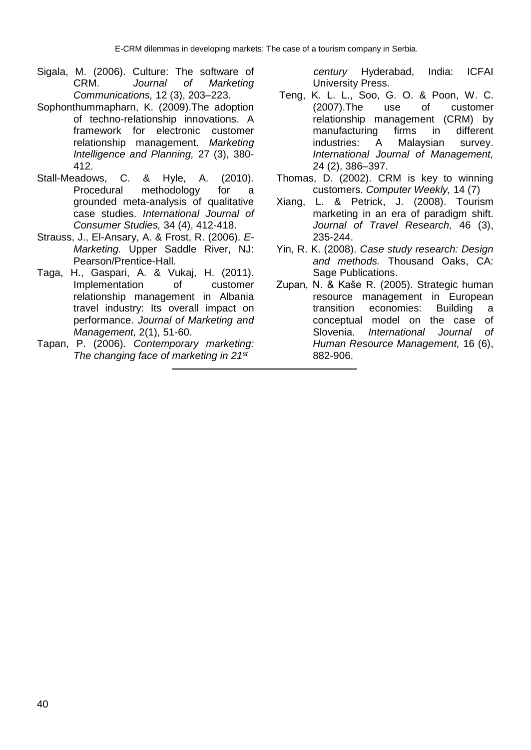Sigala, M. (2006). Culture: The software of CRM. *Journal of Marketing Communications,* 12 (3), 203–223.

Sophonthummapharn, K. (2009).The adoption of techno-relationship innovations. A framework for electronic customer relationship management. *Marketing Intelligence and Planning,* 27 (3), 380-412.

Stall-Meadows, C. & Hyle, A. (2010). Procedural methodology for a grounded meta-analysis of qualitative case studies. *International Journal of Consumer Studies,* 34 (4), 412-418.

Strauss, J., El-Ansary, A. & Frost, R. (2006). *E-Marketing.* Upper Saddle River, NJ: Pearson/Prentice-Hall.

Taga, H., Gaspari, A. & Vukaj, H. (2011). Implementation of customer relationship management in Albania travel industry: Its overall impact on performance. *Journal of Marketing and Management,* 2(1), 51-60.

Tapan, P. (2006). *Contemporary marketing: The changing face of marketing in 21st century* Hyderabad, India: ICFAI University Press.

Teng, K. L. L., Soo, G. O. & Poon, W. C. (2007).The use of customer relationship management (CRM) by manufacturing firms in different industries: A Malaysian survey. *International Journal of Management,* 24 (2), 386–397.

Thomas, D. (2002). CRM is key to winning customers. *Computer Weekly,* 14 (7)

Xiang, L. & Petrick, J. (2008). Tourism marketing in an era of paradigm shift. *Journal of Travel Research,* 46 (3), 235-244.

Yin, R. K. (2008). *Case study research: Design and methods.* Thousand Oaks, CA: Sage Publications.

Zupan, N. & Kaše R. (2005). Strategic human resource management in European transition economies: Building a conceptual model on the case of Slovenia. *International Journal of Human Resource Management,* 16 (6), 882-906.